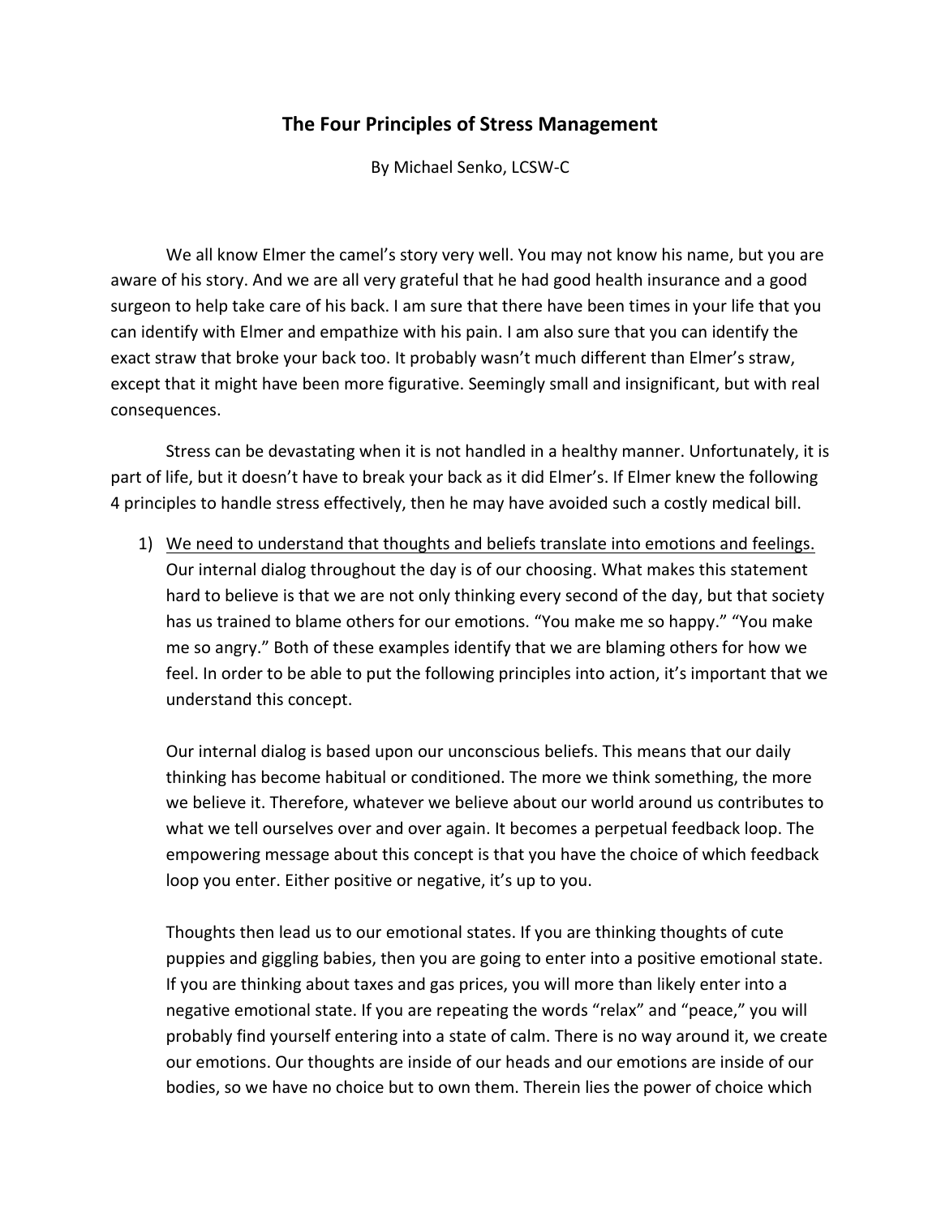# The Four Principles of Stress Management

By Michael Senko, LCSW-C

We all know Elmer the camel's story very well. You may not know his name, but you are aware of his story. And we are all very grateful that he had good health insurance and a good surgeon to help take care of his back. I am sure that there have been times in your life that you can identify with Elmer and empathize with his pain. I am also sure that you can identify the exact straw that broke your back too. It probably wasn't much different than Elmer's straw, except that it might have been more figurative. Seemingly small and insignificant, but with real consequences.

Stress can be devastating when it is not handled in a healthy manner. Unfortunately, it is part of life, but it doesn't have to break your back as it did Elmer's. If Elmer knew the following 4 principles to handle stress effectively, then he may have avoided such a costly medical bill.

1) <u>We need to understand that thoughts and beliefs translate into emotions and feelings.</u> Our internal dialog throughout the day is of our choosing. What makes this statement hard to believe is that we are not only thinking every second of the day, but that society has us trained to blame others for our emotions. "You make me so happy." "You make me so angry." Both of these examples identify that we are blaming others for how we feel. In order to be able to put the following principles into action, it's important that we understand this concept.

   Our internal dialog is based upon our unconscious beliefs. This means that our daily thinking has become habitual or conditioned. The more we think something, the more we believe it. Therefore, whatever we believe about our world around us contributes to what we tell ourselves over and over again. It becomes a perpetual feedback loop. The empowering message about this concept is that you have the choice of which feedback loop you enter. Either positive or negative, it's up to you.

   Thoughts then lead us to our emotional states. If you are thinking thoughts of cute puppies and giggling babies, then you are going to enter into a positive emotional state. If you are thinking about taxes and gas prices, you will more than likely enter into a negative emotional state. If you are repeating the words "relax" and "peace," you will probably find yourself entering into a state of calm. There is no way around it, we create our emotions. Our thoughts are inside of our heads and our emotions are inside of our bodies, so we have no choice but to own them. Therein lies the power of choice which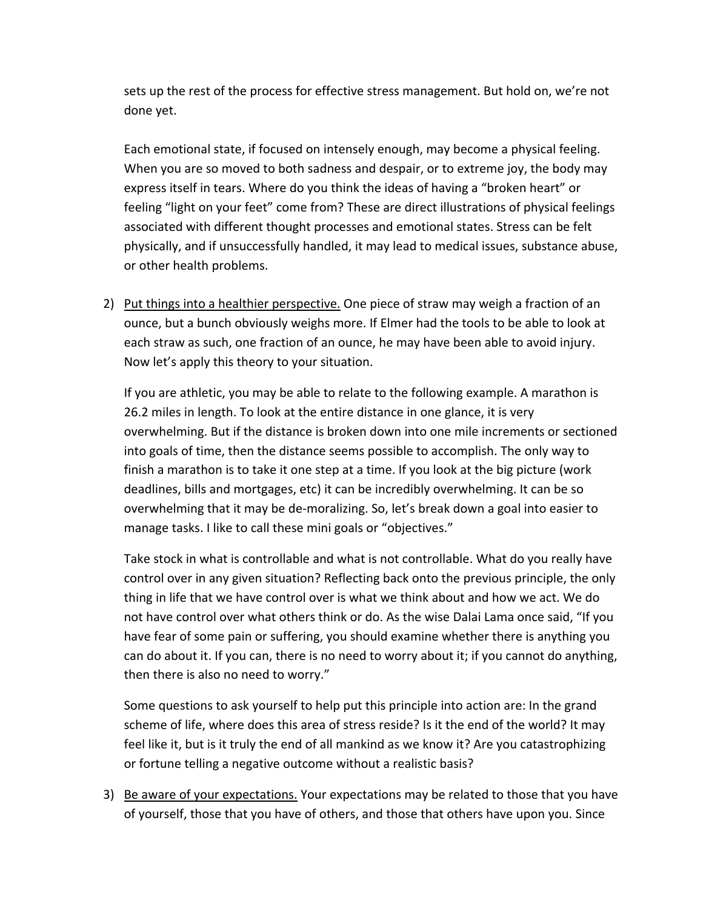sets up the rest of the process for effective stress management. But hold on, we're not done yet.

Each emotional state, if focused on intensely enough, may become a physical feeling. When you are so moved to both sadness and despair, or to extreme joy, the body may express itself in tears. Where do you think the ideas of having a "broken heart" or feeling "light on your feet" come from? These are direct illustrations of physical feelings associated with different thought processes and emotional states. Stress can be felt physically, and if unsuccessfully handled, it may lead to medical issues, substance abuse, or other health problems.

2) <u>Put things into a healthier perspective.</u> One piece of straw may weigh a fraction of an ounce, but a bunch obviously weighs more. If Elmer had the tools to be able to look at each straw as such, one fraction of an ounce, he may have been able to avoid injury. Now let's apply this theory to your situation.

   If you are athletic, you may be able to relate to the following example. A marathon is 26.2 miles in length. To look at the entire distance in one glance, it is very overwhelming. But if the distance is broken down into one mile increments or sectioned into goals of time, then the distance seems possible to accomplish. The only way to finish a marathon is to take it one step at a time. If you look at the big picture (work deadlines, bills and mortgages, etc) it can be incredibly overwhelming. It can be so overwhelming that it may be de-moralizing. So, let's break down a goal into easier to manage tasks. I like to call these mini goals or "objectives."

   Take stock in what is controllable and what is not controllable. What do you really have control over in any given situation? Reflecting back onto the previous principle, the only thing in life that we have control over is what we think about and how we act. We do not have control over what others think or do. As the wise Dalai Lama once said, "If you have fear of some pain or suffering, you should examine whether there is anything you can do about it. If you can, there is no need to worry about it; if you cannot do anything, then there is also no need to worry."

   Some questions to ask yourself to help put this principle into action are: In the grand scheme of life, where does this area of stress reside? Is it the end of the world? It may feel like it, but is it truly the end of all mankind as we know it? Are you catastrophizing or fortune telling a negative outcome without a realistic basis?

3) <u>Be aware of your expectations.</u> Your expectations may be related to those that you have of yourself, those that you have of others, and those that others have upon you. Since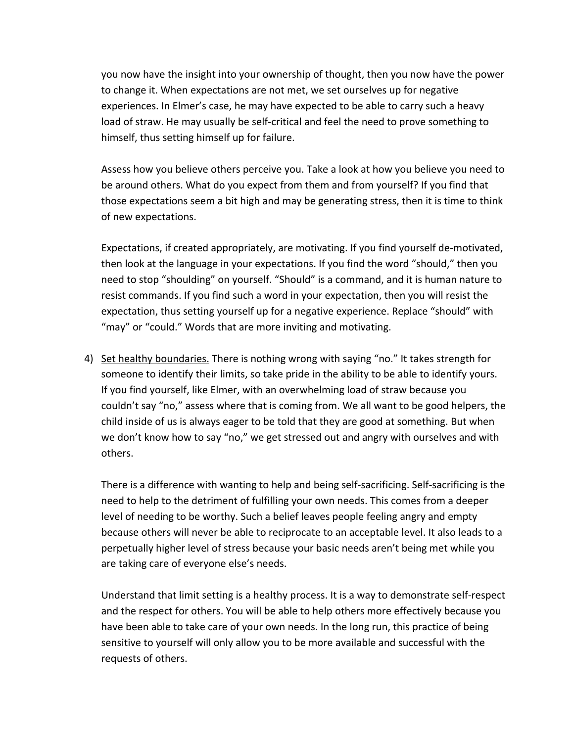you now have the insight into your ownership of thought, then you now have the power to change it. When expectations are not met, we set ourselves up for negative experiences. In Elmer's case, he may have expected to be able to carry such a heavy load of straw. He may usually be self-critical and feel the need to prove something to himself, thus setting himself up for failure.

Assess how you believe others perceive you. Take a look at how you believe you need to be around others. What do you expect from them and from yourself? If you find that those expectations seem a bit high and may be generating stress, then it is time to think of new expectations.

Expectations, if created appropriately, are motivating. If you find yourself de-motivated, then look at the language in your expectations. If you find the word "should," then you need to stop "shoulding" on yourself. "Should" is a command, and it is human nature to resist commands. If you find such a word in your expectation, then you will resist the expectation, thus setting yourself up for a negative experience. Replace "should" with "may" or "could." Words that are more inviting and motivating.

4) <u>Set healthy boundaries.</u> There is nothing wrong with saying "no." It takes strength for someone to identify their limits, so take pride in the ability to be able to identify yours. If you find yourself, like Elmer, with an overwhelming load of straw because you couldn't say "no," assess where that is coming from. We all want to be good helpers, the child inside of us is always eager to be told that they are good at something. But when we don't know how to say "no," we get stressed out and angry with ourselves and with others.

   There is a difference with wanting to help and being self-sacrificing. Self-sacrificing is the need to help to the detriment of fulfilling your own needs. This comes from a deeper level of needing to be worthy. Such a belief leaves people feeling angry and empty because others will never be able to reciprocate to an acceptable level. It also leads to a perpetually higher level of stress because your basic needs aren't being met while you are taking care of everyone else's needs.

   Understand that limit setting is a healthy process. It is a way to demonstrate self-respect and the respect for others. You will be able to help others more effectively because you have been able to take care of your own needs. In the long run, this practice of being sensitive to yourself will only allow you to be more available and successful with the requests of others.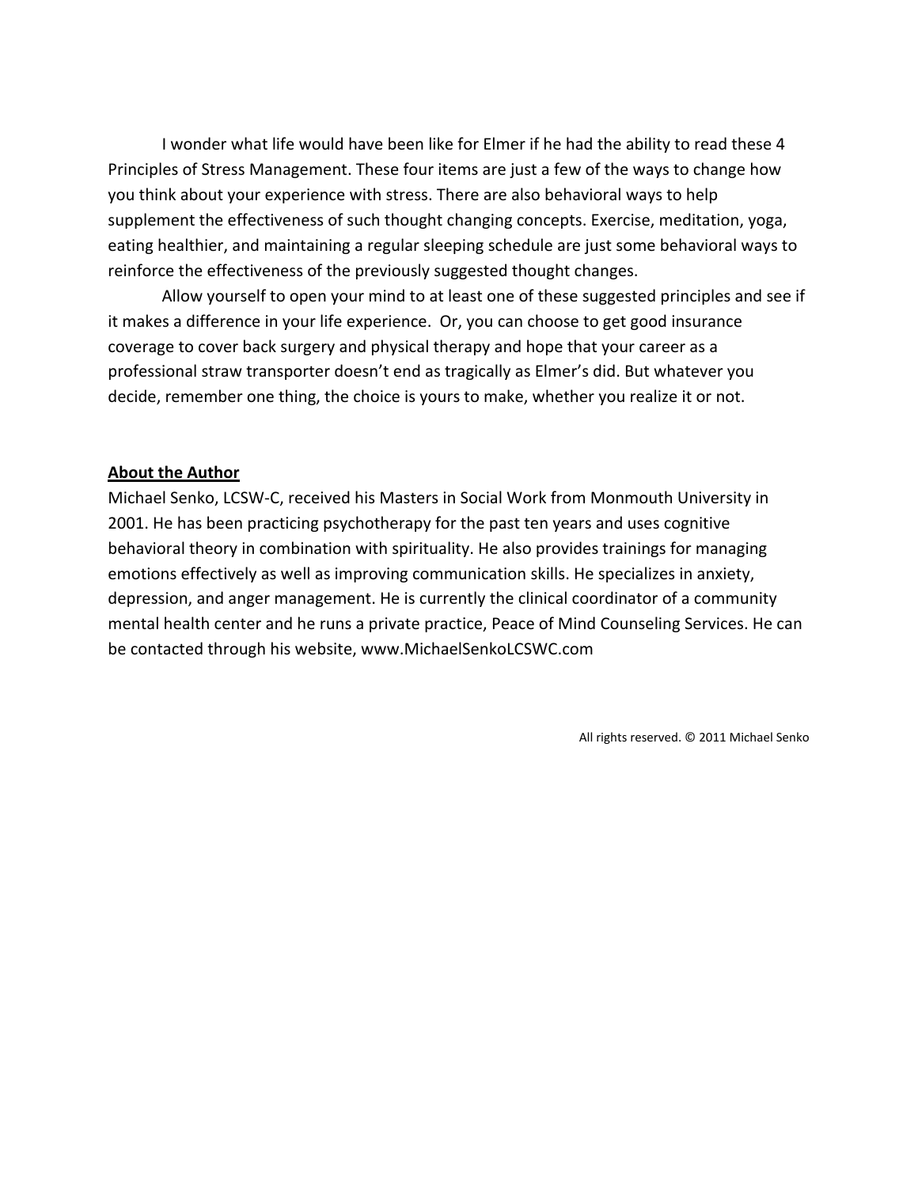I wonder what life would have been like for Elmer if he had the ability to read these 4 Principles of Stress Management. These four items are just a few of the ways to change how you think about your experience with stress. There are also behavioral ways to help supplement the effectiveness of such thought changing concepts. Exercise, meditation, yoga, eating healthier, and maintaining a regular sleeping schedule are just some behavioral ways to reinforce the effectiveness of the previously suggested thought changes.

Allow yourself to open your mind to at least one of these suggested principles and see if it makes a difference in your life experience. Or, you can choose to get good insurance coverage to cover back surgery and physical therapy and hope that your career as a professional straw transporter doesn't end as tragically as Elmer's did. But whatever you decide, remember one thing, the choice is yours to make, whether you realize it or not.

**About the Author**

Michael Senko, LCSW-C, received his Masters in Social Work from Monmouth University in 2001. He has been practicing psychotherapy for the past ten years and uses cognitive behavioral theory in combination with spirituality. He also provides trainings for managing emotions effectively as well as improving communication skills. He specializes in anxiety, depression, and anger management. He is currently the clinical coordinator of a community mental health center and he runs a private practice, Peace of Mind Counseling Services. He can be contacted through his website, www.MichaelSenkoLCSWC.com

All rights reserved. © 2011 Michael Senko